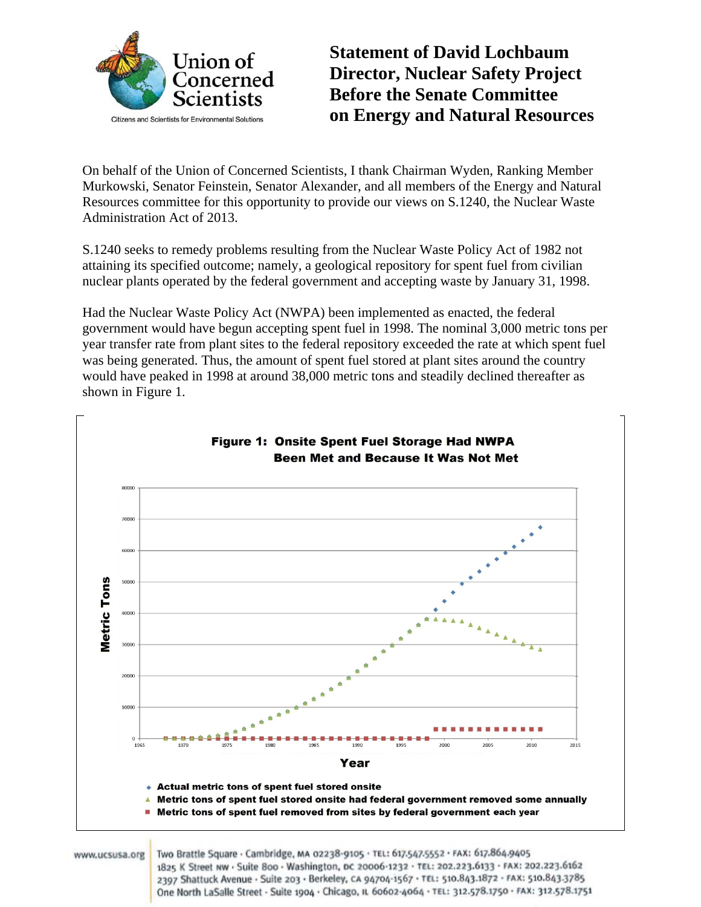Union of Concerned Scientists

Citizens and Scientists for Environmental Solutions

# Statement of David Lochbaum
# Director, Nuclear Safety Project
# Before the Senate Committee on Energy and Natural Resources

On behalf of the Union of Concerned Scientists, I thank Chairman Wyden, Ranking Member Murkowski, Senator Feinstein, Senator Alexander, and all members of the Energy and Natural Resources committee for this opportunity to provide our views on S.1240, the Nuclear Waste Administration Act of 2013.

S.1240 seeks to remedy problems resulting from the Nuclear Waste Policy Act of 1982 not attaining its specified outcome; namely, a geological repository for spent fuel from civilian nuclear plants operated by the federal government and accepting waste by January 31, 1998.

Had the Nuclear Waste Policy Act (NWPA) been implemented as enacted, the federal government would have begun accepting spent fuel in 1998. The nominal 3,000 metric tons per year transfer rate from plant sites to the federal repository exceeded the rate at which spent fuel was being generated. Thus, the amount of spent fuel stored at plant sites around the country would have peaked in 1998 at around 38,000 metric tons and steadily declined thereafter as shown in Figure 1.

**Figure 1: Onsite Spent Fuel Storage Had NWPA Been Met and Because It Was Not Met**

- Actual metric tons of spent fuel stored onsite
- Metric tons of spent fuel stored onsite had federal government removed some annually
- Metric tons of spent fuel removed from sites by federal government each year

www.ucsusa.org Two Brattle Square · Cambridge, MA 02238-9105 · TEL: 617.547.5552 · FAX: 617.864.9405
1825 K Street NW · Suite 800 · Washington, DC 20006-1232 · TEL: 202.223.6133 · FAX: 202.223.6162
2397 Shattuck Avenue · Suite 203 · Berkeley, CA 94704-1567 · TEL: 510.843.1872 · FAX: 510.843.3785
One North LaSalle Street · Suite 1904 · Chicago, IL 60602-4064 · TEL: 312.578.1750 · FAX: 312.578.1751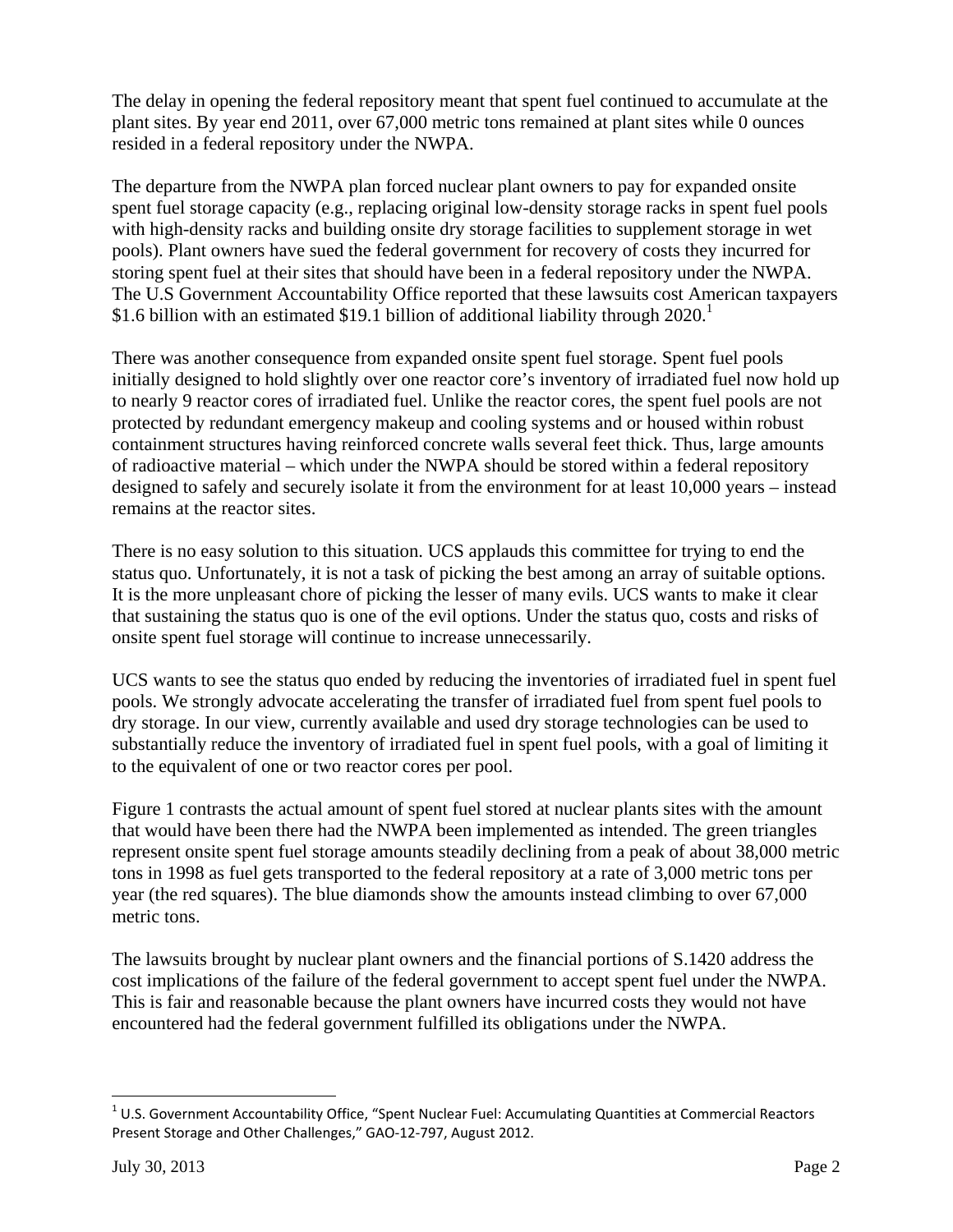The delay in opening the federal repository meant that spent fuel continued to accumulate at the plant sites. By year end 2011, over 67,000 metric tons remained at plant sites while 0 ounces resided in a federal repository under the NWPA.

The departure from the NWPA plan forced nuclear plant owners to pay for expanded onsite spent fuel storage capacity (e.g., replacing original low-density storage racks in spent fuel pools with high-density racks and building onsite dry storage facilities to supplement storage in wet pools). Plant owners have sued the federal government for recovery of costs they incurred for storing spent fuel at their sites that should have been in a federal repository under the NWPA. The U.S Government Accountability Office reported that these lawsuits cost American taxpayers $1.6 billion with an estimated $19.1 billion of additional liability through 2020.[1]

There was another consequence from expanded onsite spent fuel storage. Spent fuel pools initially designed to hold slightly over one reactor core's inventory of irradiated fuel now hold up to nearly 9 reactor cores of irradiated fuel. Unlike the reactor cores, the spent fuel pools are not protected by redundant emergency makeup and cooling systems and or housed within robust containment structures having reinforced concrete walls several feet thick. Thus, large amounts of radioactive material – which under the NWPA should be stored within a federal repository designed to safely and securely isolate it from the environment for at least 10,000 years – instead remains at the reactor sites.

There is no easy solution to this situation. UCS applauds this committee for trying to end the status quo. Unfortunately, it is not a task of picking the best among an array of suitable options. It is the more unpleasant chore of picking the lesser of many evils. UCS wants to make it clear that sustaining the status quo is one of the evil options. Under the status quo, costs and risks of onsite spent fuel storage will continue to increase unnecessarily.

UCS wants to see the status quo ended by reducing the inventories of irradiated fuel in spent fuel pools. We strongly advocate accelerating the transfer of irradiated fuel from spent fuel pools to dry storage. In our view, currently available and used dry storage technologies can be used to substantially reduce the inventory of irradiated fuel in spent fuel pools, with a goal of limiting it to the equivalent of one or two reactor cores per pool.

Figure 1 contrasts the actual amount of spent fuel stored at nuclear plants sites with the amount that would have been there had the NWPA been implemented as intended. The green triangles represent onsite spent fuel storage amounts steadily declining from a peak of about 38,000 metric tons in 1998 as fuel gets transported to the federal repository at a rate of 3,000 metric tons per year (the red squares). The blue diamonds show the amounts instead climbing to over 67,000 metric tons.

The lawsuits brought by nuclear plant owners and the financial portions of S.1420 address the cost implications of the failure of the federal government to accept spent fuel under the NWPA. This is fair and reasonable because the plant owners have incurred costs they would not have encountered had the federal government fulfilled its obligations under the NWPA.

---

[1] U.S. Government Accountability Office, "Spent Nuclear Fuel: Accumulating Quantities at Commercial Reactors Present Storage and Other Challenges," GAO-12-797, August 2012.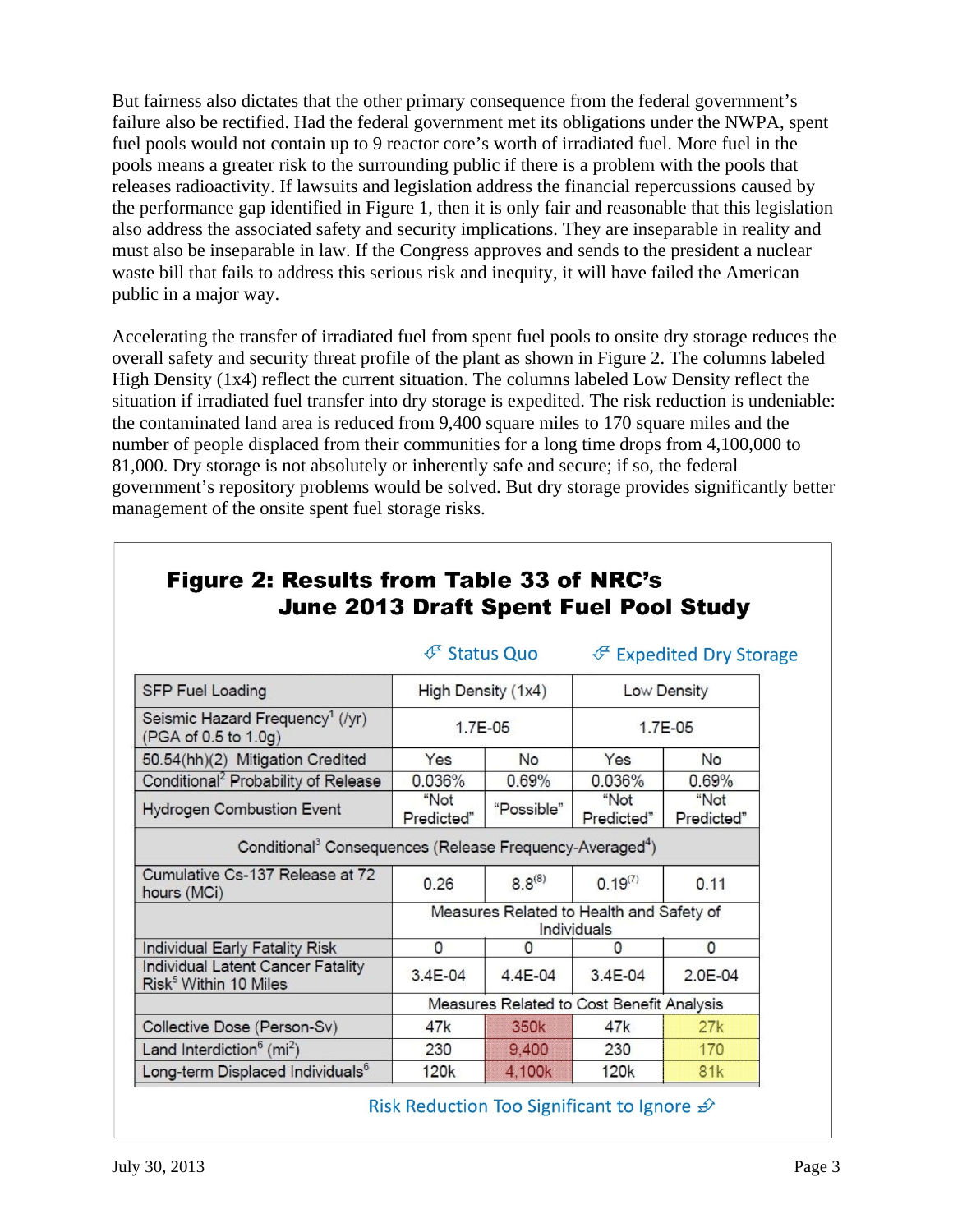But fairness also dictates that the other primary consequence from the federal government's failure also be rectified. Had the federal government met its obligations under the NWPA, spent fuel pools would not contain up to 9 reactor core's worth of irradiated fuel. More fuel in the pools means a greater risk to the surrounding public if there is a problem with the pools that releases radioactivity. If lawsuits and legislation address the financial repercussions caused by the performance gap identified in Figure 1, then it is only fair and reasonable that this legislation also address the associated safety and security implications. They are inseparable in reality and must also be inseparable in law. If the Congress approves and sends to the president a nuclear waste bill that fails to address this serious risk and inequity, it will have failed the American public in a major way.

Accelerating the transfer of irradiated fuel from spent fuel pools to onsite dry storage reduces the overall safety and security threat profile of the plant as shown in Figure 2. The columns labeled High Density (1x4) reflect the current situation. The columns labeled Low Density reflect the situation if irradiated fuel transfer into dry storage is expedited. The risk reduction is undeniable: the contaminated land area is reduced from 9,400 square miles to 170 square miles and the number of people displaced from their communities for a long time drops from 4,100,000 to 81,000. Dry storage is not absolutely or inherently safe and secure; if so, the federal government's repository problems would be solved. But dry storage provides significantly better management of the onsite spent fuel storage risks.

## Figure 2: Results from Table 33 of NRC's June 2013 Draft Spent Fuel Pool Study

| | Status Quo | | Expedited Dry Storage | |
|---|---|---|---|---|
| SFP Fuel Loading | High Density (1x4) | | Low Density | |
| Seismic Hazard Frequency[1] (/yr) (PGA of 0.5 to 1.0g) | 1.7E-05 | | 1.7E-05 | |
| 50.54(hh)(2) Mitigation Credited | Yes | No | Yes | No |
| Conditional[2] Probability of Release | 0.036% | 0.69% | 0.036% | 0.69% |
| Hydrogen Combustion Event | "Not Predicted" | "Possible" | "Not Predicted" | "Not Predicted" |
| Conditional[3] Consequences (Release Frequency-Averaged[4]) | | | | |
| Cumulative Cs-137 Release at 72 hours (MCi) | 0.26 | 8.8[8] | 0.19[7] | 0.11 |
| | Measures Related to Health and Safety of Individuals | | | |
| Individual Early Fatality Risk | 0 | 0 | 0 | 0 |
| Individual Latent Cancer Fatality Risk[5] Within 10 Miles | 3.4E-04 | 4.4E-04 | 3.4E-04 | 2.0E-04 |
| | Measures Related to Cost Benefit Analysis | | | |
| Collective Dose (Person-Sv) | 47k | 350k | 47k | 27k |
| Land Interdiction[6] (mi²) | 230 | 9,400 | 230 | 170 |
| Long-term Displaced Individuals[6] | 120k | 4,100k | 120k | 81k |

Risk Reduction Too Significant to Ignore

July 30, 2013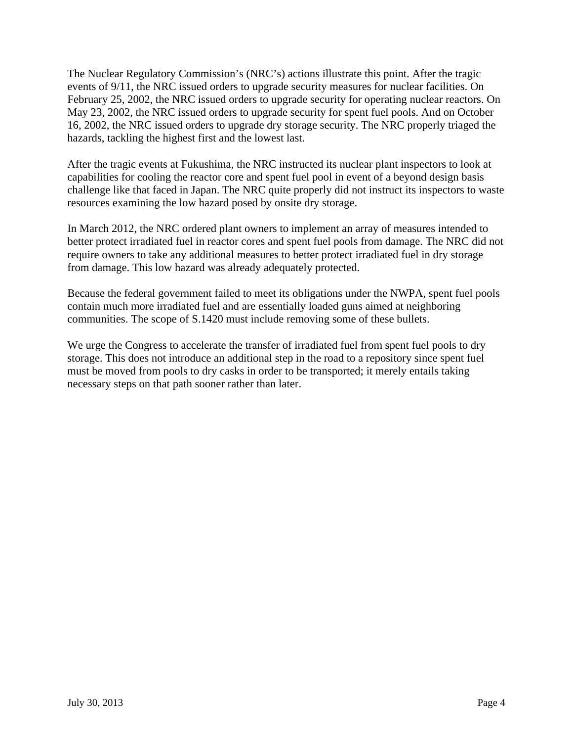The Nuclear Regulatory Commission's (NRC's) actions illustrate this point. After the tragic events of 9/11, the NRC issued orders to upgrade security measures for nuclear facilities. On February 25, 2002, the NRC issued orders to upgrade security for operating nuclear reactors. On May 23, 2002, the NRC issued orders to upgrade security for spent fuel pools. And on October 16, 2002, the NRC issued orders to upgrade dry storage security. The NRC properly triaged the hazards, tackling the highest first and the lowest last.

After the tragic events at Fukushima, the NRC instructed its nuclear plant inspectors to look at capabilities for cooling the reactor core and spent fuel pool in event of a beyond design basis challenge like that faced in Japan. The NRC quite properly did not instruct its inspectors to waste resources examining the low hazard posed by onsite dry storage.

In March 2012, the NRC ordered plant owners to implement an array of measures intended to better protect irradiated fuel in reactor cores and spent fuel pools from damage. The NRC did not require owners to take any additional measures to better protect irradiated fuel in dry storage from damage. This low hazard was already adequately protected.

Because the federal government failed to meet its obligations under the NWPA, spent fuel pools contain much more irradiated fuel and are essentially loaded guns aimed at neighboring communities. The scope of S.1420 must include removing some of these bullets.

We urge the Congress to accelerate the transfer of irradiated fuel from spent fuel pools to dry storage. This does not introduce an additional step in the road to a repository since spent fuel must be moved from pools to dry casks in order to be transported; it merely entails taking necessary steps on that path sooner rather than later.